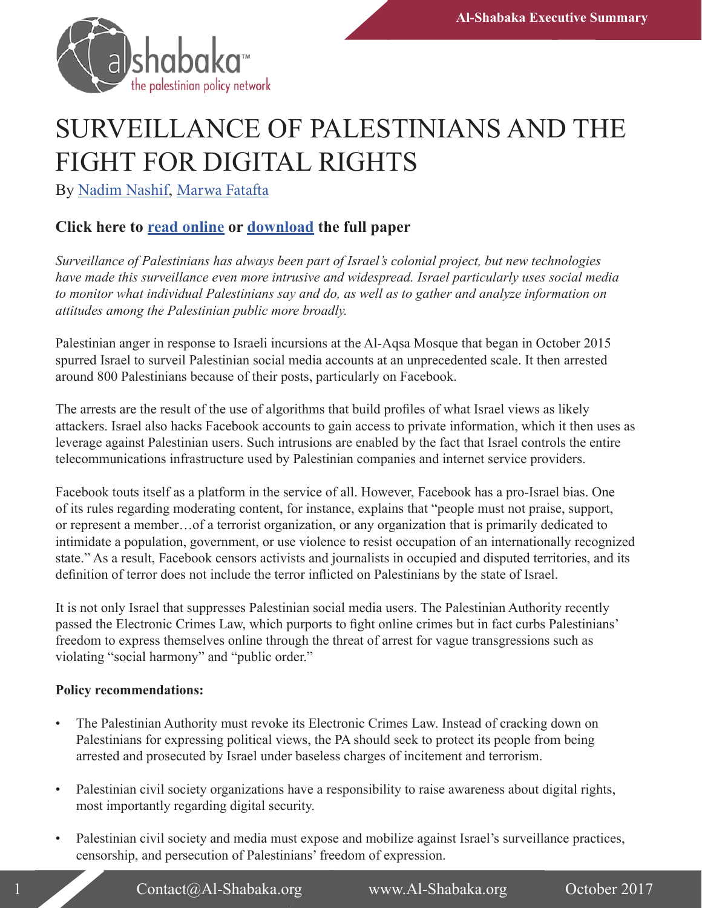Al-Shabaka Executive Summary

al shabaka™
the palestinian policy network

# SURVEILLANCE OF PALESTINIANS AND THE FIGHT FOR DIGITAL RIGHTS

By Nadim Nashif, Marwa Fatafta

### Click here to read online or download the full paper

*Surveillance of Palestinians has always been part of Israel's colonial project, but new technologies have made this surveillance even more intrusive and widespread. Israel particularly uses social media to monitor what individual Palestinians say and do, as well as to gather and analyze information on attitudes among the Palestinian public more broadly.*

Palestinian anger in response to Israeli incursions at the Al-Aqsa Mosque that began in October 2015 spurred Israel to surveil Palestinian social media accounts at an unprecedented scale. It then arrested around 800 Palestinians because of their posts, particularly on Facebook.

The arrests are the result of the use of algorithms that build profiles of what Israel views as likely attackers. Israel also hacks Facebook accounts to gain access to private information, which it then uses as leverage against Palestinian users. Such intrusions are enabled by the fact that Israel controls the entire telecommunications infrastructure used by Palestinian companies and internet service providers.

Facebook touts itself as a platform in the service of all. However, Facebook has a pro-Israel bias. One of its rules regarding moderating content, for instance, explains that "people must not praise, support, or represent a member…of a terrorist organization, or any organization that is primarily dedicated to intimidate a population, government, or use violence to resist occupation of an internationally recognized state." As a result, Facebook censors activists and journalists in occupied and disputed territories, and its definition of terror does not include the terror inflicted on Palestinians by the state of Israel.

It is not only Israel that suppresses Palestinian social media users. The Palestinian Authority recently passed the Electronic Crimes Law, which purports to fight online crimes but in fact curbs Palestinians' freedom to express themselves online through the threat of arrest for vague transgressions such as violating "social harmony" and "public order."

**Policy recommendations:**

- The Palestinian Authority must revoke its Electronic Crimes Law. Instead of cracking down on Palestinians for expressing political views, the PA should seek to protect its people from being arrested and prosecuted by Israel under baseless charges of incitement and terrorism.
- Palestinian civil society organizations have a responsibility to raise awareness about digital rights, most importantly regarding digital security.
- Palestinian civil society and media must expose and mobilize against Israel's surveillance practices, censorship, and persecution of Palestinians' freedom of expression.

Contact@Al-Shabaka.org www.Al-Shabaka.org October 2017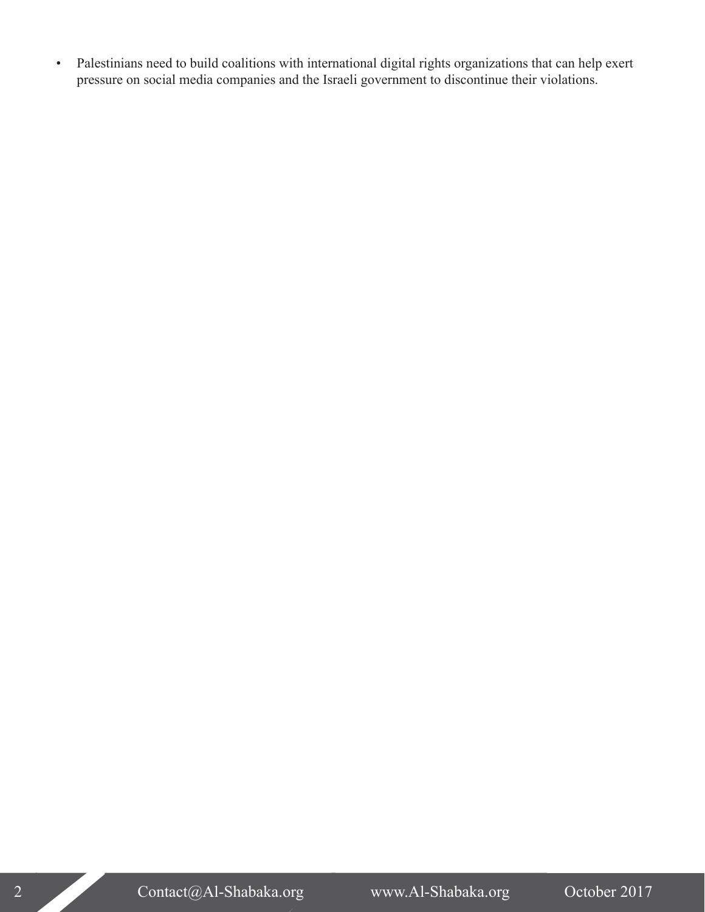- Palestinians need to build coalitions with international digital rights organizations that can help exert pressure on social media companies and the Israeli government to discontinue their violations.